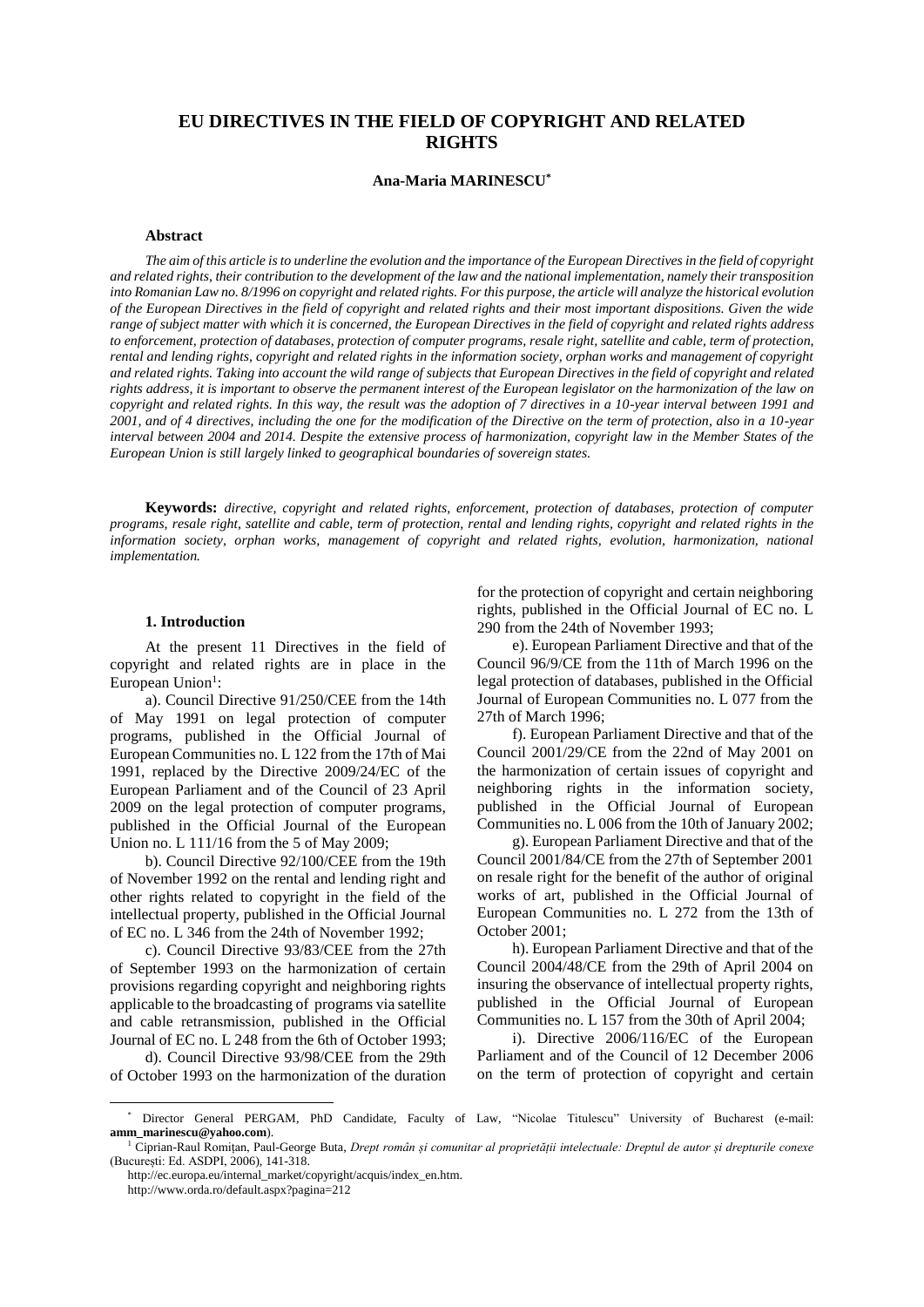# EU DIRECTIVES IN THE FIELD OF COPYRIGHT AND RELATED RIGHTS

**Ana-Maria MARINESCU***

### Abstract

*The aim of this article is to underline the evolution and the importance of the European Directives in the field of copyright and related rights, their contribution to the development of the law and the national implementation, namely their transposition into Romanian Law no. 8/1996 on copyright and related rights. For this purpose, the article will analyze the historical evolution of the European Directives in the field of copyright and related rights and their most important dispositions. Given the wide range of subject matter with which it is concerned, the European Directives in the field of copyright and related rights address to enforcement, protection of databases, protection of computer programs, resale right, satellite and cable, term of protection, rental and lending rights, copyright and related rights in the information society, orphan works and management of copyright and related rights. Taking into account the wild range of subjects that European Directives in the field of copyright and related rights address, it is important to observe the permanent interest of the European legislator on the harmonization of the law on copyright and related rights. In this way, the result was the adoption of 7 directives in a 10-year interval between 1991 and 2001, and of 4 directives, including the one for the modification of the Directive on the term of protection, also in a 10-year interval between 2004 and 2014. Despite the extensive process of harmonization, copyright law in the Member States of the European Union is still largely linked to geographical boundaries of sovereign states.*

**Keywords:** *directive, copyright and related rights, enforcement, protection of databases, protection of computer programs, resale right, satellite and cable, term of protection, rental and lending rights, copyright and related rights in the information society, orphan works, management of copyright and related rights, evolution, harmonization, national implementation.*

### 1. Introduction

At the present 11 Directives in the field of copyright and related rights are in place in the European Union[1]:

a). Council Directive 91/250/CEE from the 14th of May 1991 on legal protection of computer programs, published in the Official Journal of European Communities no. L 122 from the 17th of Mai 1991, replaced by the Directive 2009/24/EC of the European Parliament and of the Council of 23 April 2009 on the legal protection of computer programs, published in the Official Journal of the European Union no. L 111/16 from the 5 of May 2009;

b). Council Directive 92/100/CEE from the 19th of November 1992 on the rental and lending right and other rights related to copyright in the field of the intellectual property, published in the Official Journal of EC no. L 346 from the 24th of November 1992;

c). Council Directive 93/83/CEE from the 27th of September 1993 on the harmonization of certain provisions regarding copyright and neighboring rights applicable to the broadcasting of programs via satellite and cable retransmission, published in the Official Journal of EC no. L 248 from the 6th of October 1993;

d). Council Directive 93/98/CEE from the 29th of October 1993 on the harmonization of the duration for the protection of copyright and certain neighboring rights, published in the Official Journal of EC no. L 290 from the 24th of November 1993;

e). European Parliament Directive and that of the Council 96/9/CE from the 11th of March 1996 on the legal protection of databases, published in the Official Journal of European Communities no. L 077 from the 27th of March 1996;

f). European Parliament Directive and that of the Council 2001/29/CE from the 22nd of May 2001 on the harmonization of certain issues of copyright and neighboring rights in the information society, published in the Official Journal of European Communities no. L 006 from the 10th of January 2002;

g). European Parliament Directive and that of the Council 2001/84/CE from the 27th of September 2001 on resale right for the benefit of the author of original works of art, published in the Official Journal of European Communities no. L 272 from the 13th of October 2001;

h). European Parliament Directive and that of the Council 2004/48/CE from the 29th of April 2004 on insuring the observance of intellectual property rights, published in the Official Journal of European Communities no. L 157 from the 30th of April 2004;

i). Directive 2006/116/EC of the European Parliament and of the Council of 12 December 2006 on the term of protection of copyright and certain

---

* Director General PERGAM, PhD Candidate, Faculty of Law, "Nicolae Titulescu" University of Bucharest (e-mail: **amm_marinescu@yahoo.com**).

[1] Ciprian-Raul Romițan, Paul-George Buta, *Drept român și comunitar al proprietății intelectuale: Dreptul de autor și drepturile conexe* (București: Ed. ASDPI, 2006), 141-318.

http://ec.europa.eu/internal_market/copyright/acquis/index_en.htm.

http://www.orda.ro/default.aspx?pagina=212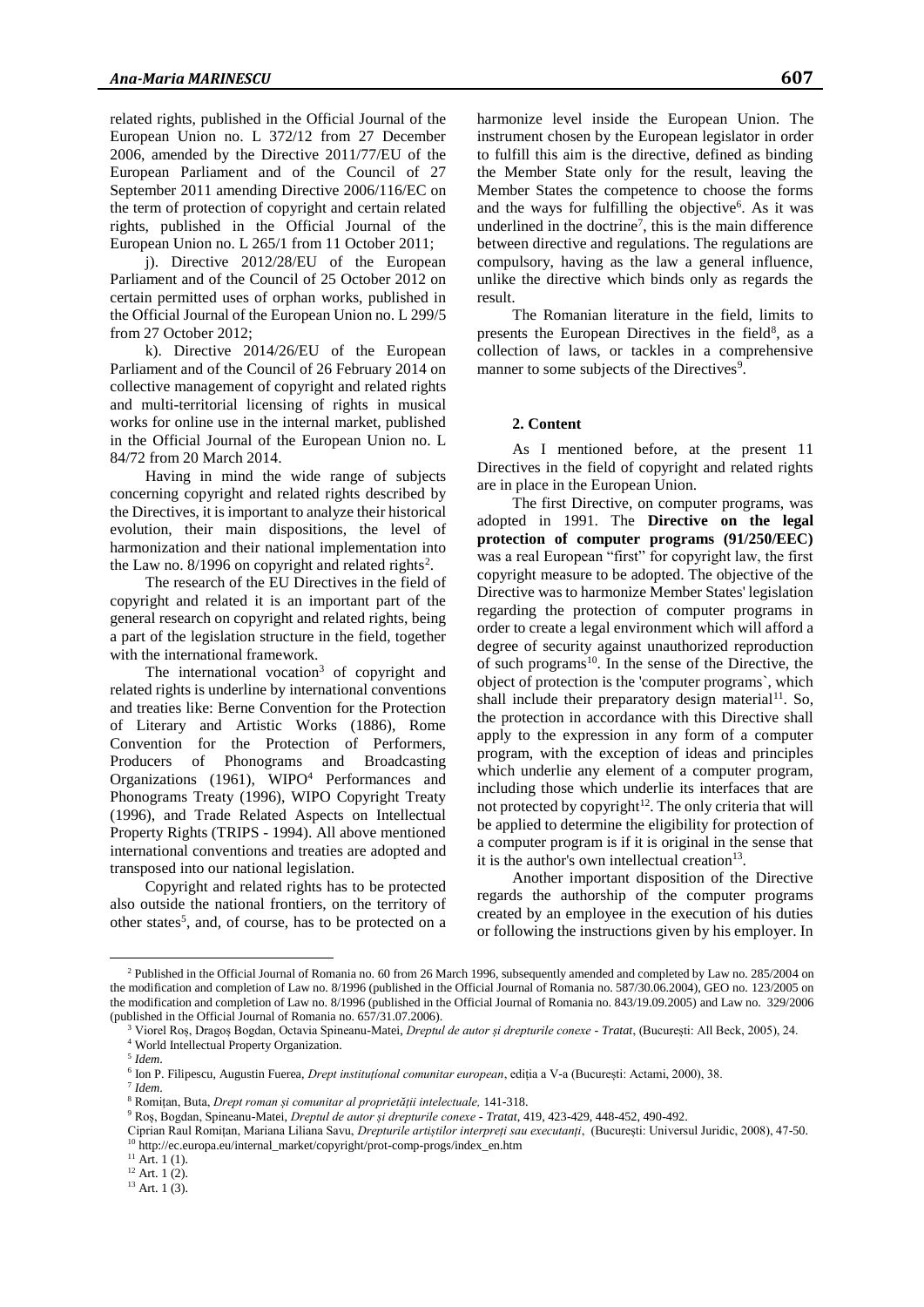related rights, published in the Official Journal of the European Union no. L 372/12 from 27 December 2006, amended by the Directive 2011/77/EU of the European Parliament and of the Council of 27 September 2011 amending Directive 2006/116/EC on the term of protection of copyright and certain related rights, published in the Official Journal of the European Union no. L 265/1 from 11 October 2011;

j). Directive 2012/28/EU of the European Parliament and of the Council of 25 October 2012 on certain permitted uses of orphan works, published in the Official Journal of the European Union no. L 299/5 from 27 October 2012;

k). Directive 2014/26/EU of the European Parliament and of the Council of 26 February 2014 on collective management of copyright and related rights and multi-territorial licensing of rights in musical works for online use in the internal market, published in the Official Journal of the European Union no. L 84/72 from 20 March 2014.

Having in mind the wide range of subjects concerning copyright and related rights described by the Directives, it is important to analyze their historical evolution, their main dispositions, the level of harmonization and their national implementation into the Law no. 8/1996 on copyright and related rights[2].

The research of the EU Directives in the field of copyright and related it is an important part of the general research on copyright and related rights, being a part of the legislation structure in the field, together with the international framework.

The international vocation[3] of copyright and related rights is underline by international conventions and treaties like: Berne Convention for the Protection of Literary and Artistic Works (1886), Rome Convention for the Protection of Performers, Producers of Phonograms and Broadcasting Organizations (1961), WIPO[4] Performances and Phonograms Treaty (1996), WIPO Copyright Treaty (1996), and Trade Related Aspects on Intellectual Property Rights (TRIPS - 1994). All above mentioned international conventions and treaties are adopted and transposed into our national legislation.

Copyright and related rights has to be protected also outside the national frontiers, on the territory of other states[5], and, of course, has to be protected on a harmonize level inside the European Union. The instrument chosen by the European legislator in order to fulfill this aim is the directive, defined as binding the Member State only for the result, leaving the Member States the competence to choose the forms and the ways for fulfilling the objective[6]. As it was underlined in the doctrine[7], this is the main difference between directive and regulations. The regulations are compulsory, having as the law a general influence, unlike the directive which binds only as regards the result.

The Romanian literature in the field, limits to presents the European Directives in the field[8], as a collection of laws, or tackles in a comprehensive manner to some subjects of the Directives[9].

## 2. Content

As I mentioned before, at the present 11 Directives in the field of copyright and related rights are in place in the European Union.

The first Directive, on computer programs, was adopted in 1991. The **Directive on the legal protection of computer programs (91/250/EEC)** was a real European "first" for copyright law, the first copyright measure to be adopted. The objective of the Directive was to harmonize Member States' legislation regarding the protection of computer programs in order to create a legal environment which will afford a degree of security against unauthorized reproduction of such programs[10]. In the sense of the Directive, the object of protection is the 'computer programs`, which shall include their preparatory design material[11]. So, the protection in accordance with this Directive shall apply to the expression in any form of a computer program, with the exception of ideas and principles which underlie any element of a computer program, including those which underlie its interfaces that are not protected by copyright[12]. The only criteria that will be applied to determine the eligibility for protection of a computer program is if it is original in the sense that it is the author's own intellectual creation[13].

Another important disposition of the Directive regards the authorship of the computer programs created by an employee in the execution of his duties or following the instructions given by his employer. In

---

[2] Published in the Official Journal of Romania no. 60 from 26 March 1996, subsequently amended and completed by Law no. 285/2004 on the modification and completion of Law no. 8/1996 (published in the Official Journal of Romania no. 587/30.06.2004), GEO no. 123/2005 on the modification and completion of Law no. 8/1996 (published in the Official Journal of Romania no. 843/19.09.2005) and Law no. 329/2006 (published in the Official Journal of Romania no. 657/31.07.2006).

[3] Viorel Roș, Dragoș Bogdan, Octavia Spineanu-Matei, *Dreptul de autor și drepturile conexe - Tratat*, (București: All Beck, 2005), 24.

[4] World Intellectual Property Organization.

[5] *Idem*.

[6] Ion P. Filipescu, Augustin Fuerea, *Drept instituțional comunitar european*, ediția a V-a (București: Actami, 2000), 38.

[7] *Idem*.

[8] Romițan, Buta, *Drept roman și comunitar al proprietății intelectuale,* 141-318.

[9] Roș, Bogdan, Spineanu-Matei, *Dreptul de autor și drepturile conexe - Tratat*, 419, 423-429, 448-452, 490-492.

Ciprian Raul Romițan, Mariana Liliana Savu, *Drepturile artiștilor interpreți sau executanți*, (București: Universul Juridic, 2008), 47-50.

[10] http://ec.europa.eu/internal_market/copyright/prot-comp-progs/index_en.htm

[11] Art. 1 (1).

[12] Art. 1 (2).

[13] Art. 1 (3).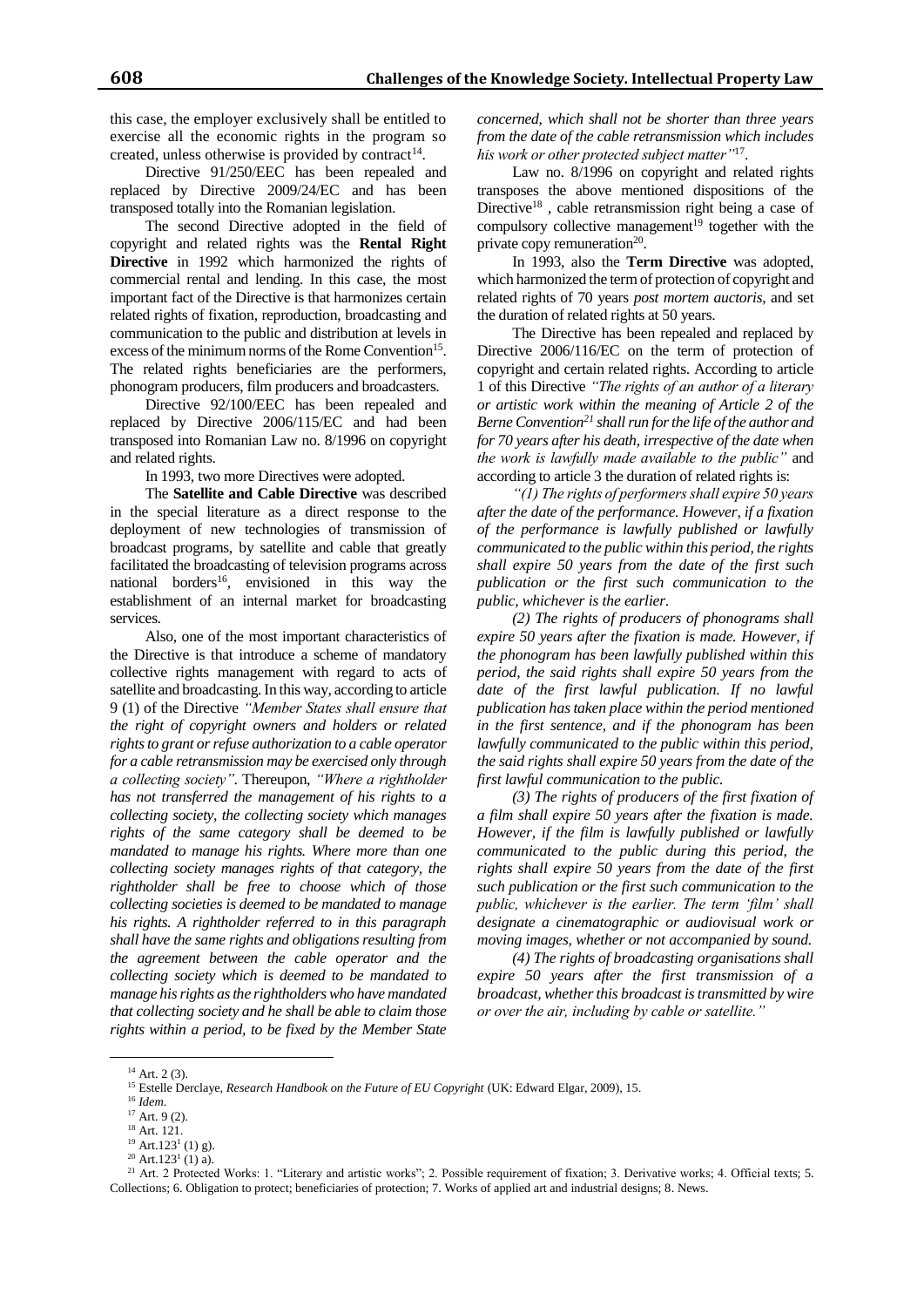this case, the employer exclusively shall be entitled to exercise all the economic rights in the program so created, unless otherwise is provided by contract[14].

Directive 91/250/EEC has been repealed and replaced by Directive 2009/24/EC and has been transposed totally into the Romanian legislation.

The second Directive adopted in the field of copyright and related rights was the **Rental Right Directive** in 1992 which harmonized the rights of commercial rental and lending. In this case, the most important fact of the Directive is that harmonizes certain related rights of fixation, reproduction, broadcasting and communication to the public and distribution at levels in excess of the minimum norms of the Rome Convention[15]. The related rights beneficiaries are the performers, phonogram producers, film producers and broadcasters.

Directive 92/100/EEC has been repealed and replaced by Directive 2006/115/EC and had been transposed into Romanian Law no. 8/1996 on copyright and related rights.

In 1993, two more Directives were adopted.

The **Satellite and Cable Directive** was described in the special literature as a direct response to the deployment of new technologies of transmission of broadcast programs, by satellite and cable that greatly facilitated the broadcasting of television programs across national borders[16], envisioned in this way the establishment of an internal market for broadcasting services.

Also, one of the most important characteristics of the Directive is that introduce a scheme of mandatory collective rights management with regard to acts of satellite and broadcasting. In this way, according to article 9 (1) of the Directive *"Member States shall ensure that the right of copyright owners and holders or related rights to grant or refuse authorization to a cable operator for a cable retransmission may be exercised only through a collecting society"*. Thereupon, *"Where a rightholder has not transferred the management of his rights to a collecting society, the collecting society which manages rights of the same category shall be deemed to be mandated to manage his rights. Where more than one collecting society manages rights of that category, the rightholder shall be free to choose which of those collecting societies is deemed to be mandated to manage his rights. A rightholder referred to in this paragraph shall have the same rights and obligations resulting from the agreement between the cable operator and the collecting society which is deemed to be mandated to manage his rights as the rightholders who have mandated that collecting society and he shall be able to claim those rights within a period, to be fixed by the Member State concerned, which shall not be shorter than three years from the date of the cable retransmission which includes his work or other protected subject matter"*[17].

Law no. 8/1996 on copyright and related rights transposes the above mentioned dispositions of the Directive[18] , cable retransmission right being a case of compulsory collective management[19] together with the private copy remuneration[20].

In 1993, also the **Term Directive** was adopted, which harmonized the term of protection of copyright and related rights of 70 years *post mortem auctoris*, and set the duration of related rights at 50 years.

The Directive has been repealed and replaced by Directive 2006/116/EC on the term of protection of copyright and certain related rights. According to article 1 of this Directive *"The rights of an author of a literary or artistic work within the meaning of Article 2 of the Berne Convention[21] shall run for the life of the author and for 70 years after his death, irrespective of the date when the work is lawfully made available to the public"* and according to article 3 the duration of related rights is:

*"(1) The rights of performers shall expire 50 years after the date of the performance. However, if a fixation of the performance is lawfully published or lawfully communicated to the public within this period, the rights shall expire 50 years from the date of the first such publication or the first such communication to the public, whichever is the earlier.*

*(2) The rights of producers of phonograms shall expire 50 years after the fixation is made. However, if the phonogram has been lawfully published within this period, the said rights shall expire 50 years from the date of the first lawful publication. If no lawful publication has taken place within the period mentioned in the first sentence, and if the phonogram has been lawfully communicated to the public within this period, the said rights shall expire 50 years from the date of the first lawful communication to the public.*

*(3) The rights of producers of the first fixation of a film shall expire 50 years after the fixation is made. However, if the film is lawfully published or lawfully communicated to the public during this period, the rights shall expire 50 years from the date of the first such publication or the first such communication to the public, whichever is the earlier. The term 'film' shall designate a cinematographic or audiovisual work or moving images, whether or not accompanied by sound.*

*(4) The rights of broadcasting organisations shall expire 50 years after the first transmission of a broadcast, whether this broadcast is transmitted by wire or over the air, including by cable or satellite."*

---

[14] Art. 2 (3).

[15] Estelle Derclaye, *Research Handbook on the Future of EU Copyright* (UK: Edward Elgar, 2009), 15.

[16] *Idem*.

[17] Art. 9 (2).

[18] Art. 121.

[19] Art.123[1] (1) g).

[20] Art.123[1] (1) a).

[21] Art. 2 Protected Works: 1. "Literary and artistic works"; 2. Possible requirement of fixation; 3. Derivative works; 4. Official texts; 5. Collections; 6. Obligation to protect; beneficiaries of protection; 7. Works of applied art and industrial designs; 8. News.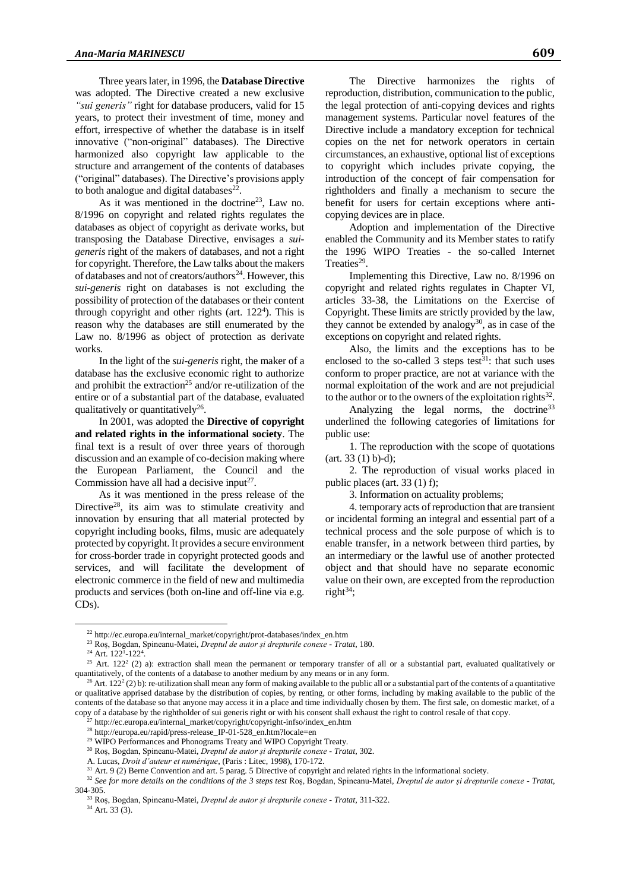Three years later, in 1996, the **Database Directive** was adopted. The Directive created a new exclusive *"sui generis"* right for database producers, valid for 15 years, to protect their investment of time, money and effort, irrespective of whether the database is in itself innovative ("non-original" databases). The Directive harmonized also copyright law applicable to the structure and arrangement of the contents of databases ("original" databases). The Directive's provisions apply to both analogue and digital databases[22].

As it was mentioned in the doctrine[23], Law no. 8/1996 on copyright and related rights regulates the databases as object of copyright as derivate works, but transposing the Database Directive, envisages a *sui-generis* right of the makers of databases, and not a right for copyright. Therefore, the Law talks about the makers of databases and not of creators/authors[24]. However, this *sui-generis* right on databases is not excluding the possibility of protection of the databases or their content through copyright and other rights (art. $122^4$). This is reason why the databases are still enumerated by the Law no. 8/1996 as object of protection as derivate works.

In the light of the *sui-generis* right, the maker of a database has the exclusive economic right to authorize and prohibit the extraction[25] and/or re-utilization of the entire or of a substantial part of the database, evaluated qualitatively or quantitatively[26].

In 2001, was adopted the **Directive of copyright and related rights in the informational society**. The final text is a result of over three years of thorough discussion and an example of co-decision making where the European Parliament, the Council and the Commission have all had a decisive input[27].

As it was mentioned in the press release of the Directive[28], its aim was to stimulate creativity and innovation by ensuring that all material protected by copyright including books, films, music are adequately protected by copyright. It provides a secure environment for cross-border trade in copyright protected goods and services, and will facilitate the development of electronic commerce in the field of new and multimedia products and services (both on-line and off-line via e.g. CDs).

The Directive harmonizes the rights of reproduction, distribution, communication to the public, the legal protection of anti-copying devices and rights management systems. Particular novel features of the Directive include a mandatory exception for technical copies on the net for network operators in certain circumstances, an exhaustive, optional list of exceptions to copyright which includes private copying, the introduction of the concept of fair compensation for rightholders and finally a mechanism to secure the benefit for users for certain exceptions where anti-copying devices are in place.

Adoption and implementation of the Directive enabled the Community and its Member states to ratify the 1996 WIPO Treaties - the so-called Internet Treaties[29].

Implementing this Directive, Law no. 8/1996 on copyright and related rights regulates in Chapter VI, articles 33-38, the Limitations on the Exercise of Copyright. These limits are strictly provided by the law, they cannot be extended by analogy[30], as in case of the exceptions on copyright and related rights.

Also, the limits and the exceptions has to be enclosed to the so-called 3 steps test[31]: that such uses conform to proper practice, are not at variance with the normal exploitation of the work and are not prejudicial to the author or to the owners of the exploitation rights[32].

Analyzing the legal norms, the doctrine[33] underlined the following categories of limitations for public use:

1. The reproduction with the scope of quotations (art. 33 (1) b)-d);

2. The reproduction of visual works placed in public places (art. 33 (1) f);

3. Information on actuality problems;

4. temporary acts of reproduction that are transient or incidental forming an integral and essential part of a technical process and the sole purpose of which is to enable transfer, in a network between third parties, by an intermediary or the lawful use of another protected object and that should have no separate economic value on their own, are excepted from the reproduction right[34];

---

[22] http://ec.europa.eu/internal_market/copyright/prot-databases/index_en.htm

[23] Roş, Bogdan, Spineanu-Matei, *Dreptul de autor şi drepturile conexe - Tratat*, 180.

[24] Art. $122^1$-$122^4$.

[25] Art. $122^2$ (2) a): extraction shall mean the permanent or temporary transfer of all or a substantial part, evaluated qualitatively or quantitatively, of the contents of a database to another medium by any means or in any form.

[26] Art. $122^2$ (2) b): re-utilization shall mean any form of making available to the public all or a substantial part of the contents of a quantitative or qualitative apprised database by the distribution of copies, by renting, or other forms, including by making available to the public of the contents of the database so that anyone may access it in a place and time individually chosen by them. The first sale, on domestic market, of a copy of a database by the rightholder of sui generis right or with his consent shall exhaust the right to control resale of that copy.

[27] http://ec.europa.eu/internal_market/copyright/copyright-infso/index_en.htm

[28] http://europa.eu/rapid/press-release_IP-01-528_en.htm?locale=en

[29] WIPO Performances and Phonograms Treaty and WIPO Copyright Treaty.

[30] Roş, Bogdan, Spineanu-Matei, *Dreptul de autor şi drepturile conexe - Tratat*, 302.

A. Lucas, *Droit d'auteur et numérique*, (Paris : Litec, 1998), 170-172.

[31] Art. 9 (2) Berne Convention and art. 5 parag. 5 Directive of copyright and related rights in the informational society.

[32] *See for more details on the conditions of the 3 steps test* Roş, Bogdan, Spineanu-Matei, *Dreptul de autor şi drepturile conexe - Tratat*, 304-305.

[33] Roş, Bogdan, Spineanu-Matei, *Dreptul de autor şi drepturile conexe - Tratat*, 311-322.

[34] Art. 33 (3).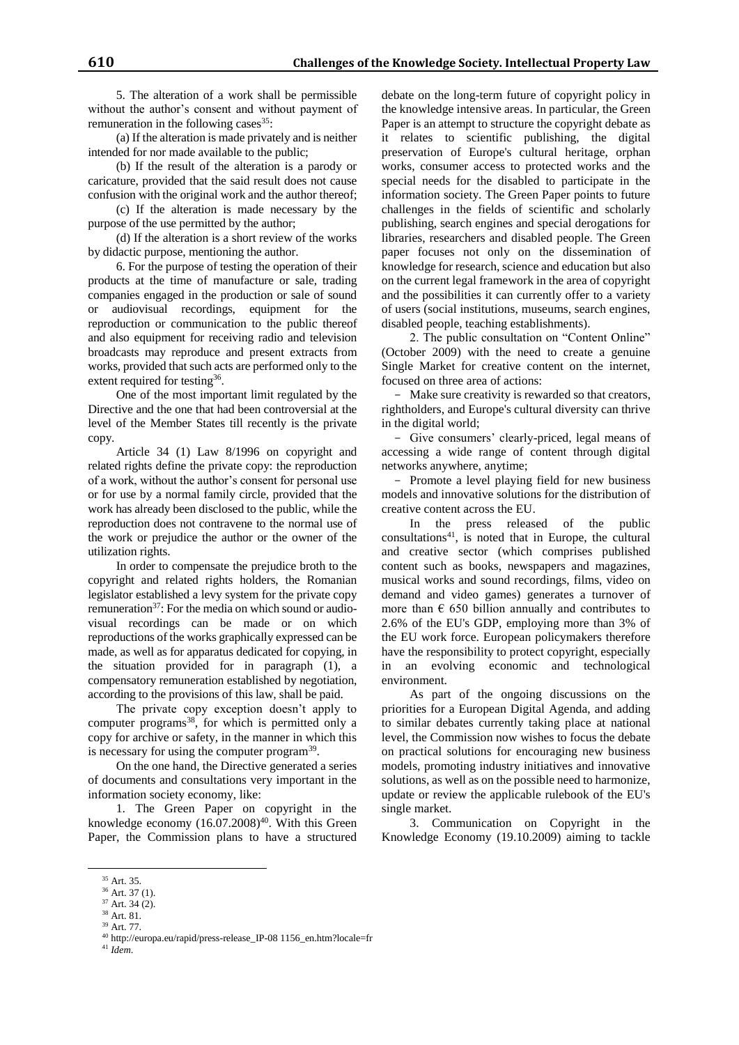5. The alteration of a work shall be permissible without the author's consent and without payment of remuneration in the following cases[35]:

(a) If the alteration is made privately and is neither intended for nor made available to the public;

(b) If the result of the alteration is a parody or caricature, provided that the said result does not cause confusion with the original work and the author thereof;

(c) If the alteration is made necessary by the purpose of the use permitted by the author;

(d) If the alteration is a short review of the works by didactic purpose, mentioning the author.

6. For the purpose of testing the operation of their products at the time of manufacture or sale, trading companies engaged in the production or sale of sound or audiovisual recordings, equipment for the reproduction or communication to the public thereof and also equipment for receiving radio and television broadcasts may reproduce and present extracts from works, provided that such acts are performed only to the extent required for testing[36].

One of the most important limit regulated by the Directive and the one that had been controversial at the level of the Member States till recently is the private copy.

Article 34 (1) Law 8/1996 on copyright and related rights define the private copy: the reproduction of a work, without the author's consent for personal use or for use by a normal family circle, provided that the work has already been disclosed to the public, while the reproduction does not contravene to the normal use of the work or prejudice the author or the owner of the utilization rights.

In order to compensate the prejudice broth to the copyright and related rights holders, the Romanian legislator established a levy system for the private copy remuneration[37]: For the media on which sound or audio-visual recordings can be made or on which reproductions of the works graphically expressed can be made, as well as for apparatus dedicated for copying, in the situation provided for in paragraph (1), a compensatory remuneration established by negotiation, according to the provisions of this law, shall be paid.

The private copy exception doesn't apply to computer programs[38], for which is permitted only a copy for archive or safety, in the manner in which this is necessary for using the computer program[39].

On the one hand, the Directive generated a series of documents and consultations very important in the information society economy, like:

1. The Green Paper on copyright in the knowledge economy (16.07.2008)[40]. With this Green Paper, the Commission plans to have a structured debate on the long-term future of copyright policy in the knowledge intensive areas. In particular, the Green Paper is an attempt to structure the copyright debate as it relates to scientific publishing, the digital preservation of Europe's cultural heritage, orphan works, consumer access to protected works and the special needs for the disabled to participate in the information society. The Green Paper points to future challenges in the fields of scientific and scholarly publishing, search engines and special derogations for libraries, researchers and disabled people. The Green paper focuses not only on the dissemination of knowledge for research, science and education but also on the current legal framework in the area of copyright and the possibilities it can currently offer to a variety of users (social institutions, museums, search engines, disabled people, teaching establishments).

2. The public consultation on "Content Online" (October 2009) with the need to create a genuine Single Market for creative content on the internet, focused on three area of actions:

- Make sure creativity is rewarded so that creators, rightholders, and Europe's cultural diversity can thrive in the digital world;
- Give consumers' clearly-priced, legal means of accessing a wide range of content through digital networks anywhere, anytime;
- Promote a level playing field for new business models and innovative solutions for the distribution of creative content across the EU.

In the press released of the public consultations[41], is noted that in Europe, the cultural and creative sector (which comprises published content such as books, newspapers and magazines, musical works and sound recordings, films, video on demand and video games) generates a turnover of more than € 650 billion annually and contributes to 2.6% of the EU's GDP, employing more than 3% of the EU work force. European policymakers therefore have the responsibility to protect copyright, especially in an evolving economic and technological environment.

As part of the ongoing discussions on the priorities for a European Digital Agenda, and adding to similar debates currently taking place at national level, the Commission now wishes to focus the debate on practical solutions for encouraging new business models, promoting industry initiatives and innovative solutions, as well as on the possible need to harmonize, update or review the applicable rulebook of the EU's single market.

3. Communication on Copyright in the Knowledge Economy (19.10.2009) aiming to tackle

---

[35] Art. 35.

[36] Art. 37 (1).

[37] Art. 34 (2).

[38] Art. 81.

[39] Art. 77.

[40] http://europa.eu/rapid/press-release_IP-08 1156_en.htm?locale=fr

[41] *Idem*.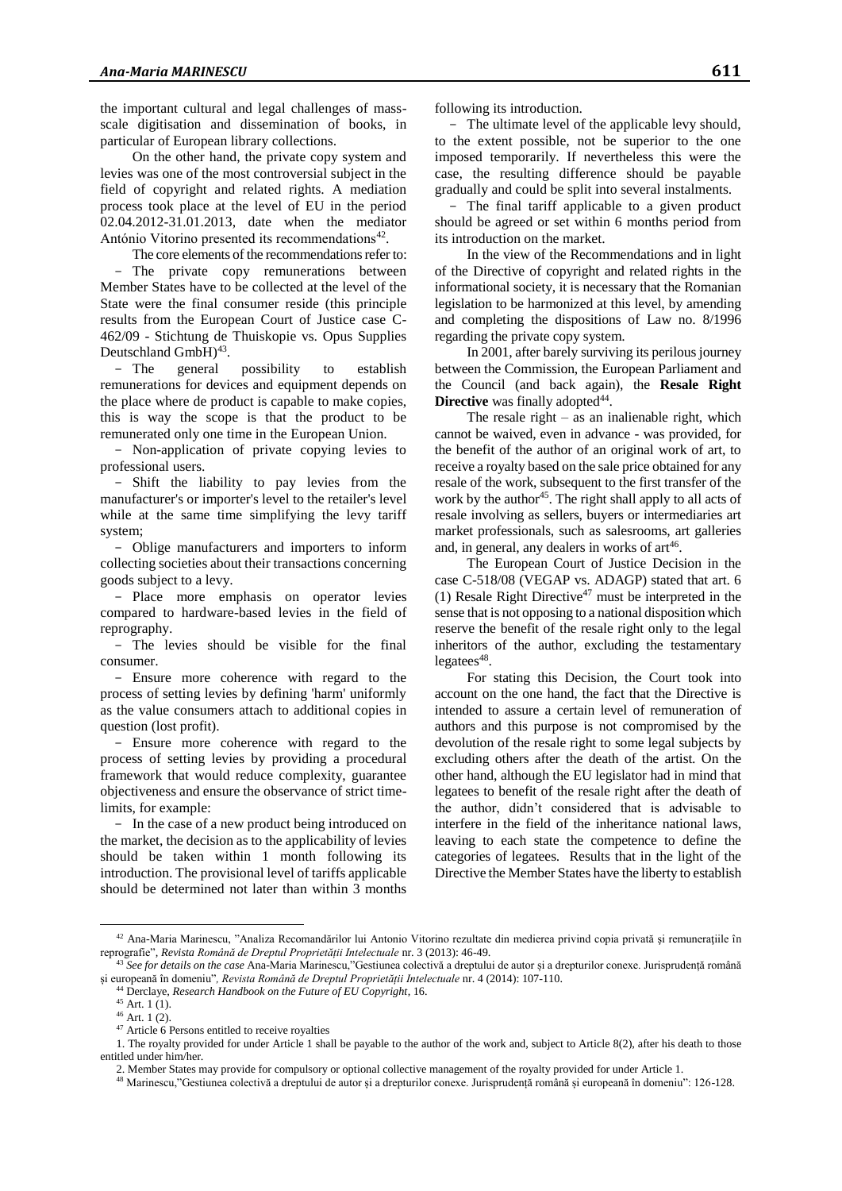the important cultural and legal challenges of mass-scale digitisation and dissemination of books, in particular of European library collections.

On the other hand, the private copy system and levies was one of the most controversial subject in the field of copyright and related rights. A mediation process took place at the level of EU in the period 02.04.2012-31.01.2013, date when the mediator António Vitorino presented its recommendations[42].

The core elements of the recommendations refer to:

- The private copy remunerations between Member States have to be collected at the level of the State were the final consumer reside (this principle results from the European Court of Justice case C-462/09 - Stichtung de Thuiskopie vs. Opus Supplies Deutschland GmbH)[43].
- The general possibility to establish remunerations for devices and equipment depends on the place where de product is capable to make copies, this is way the scope is that the product to be remunerated only one time in the European Union.
- Non-application of private copying levies to professional users.
- Shift the liability to pay levies from the manufacturer's or importer's level to the retailer's level while at the same time simplifying the levy tariff system;
- Oblige manufacturers and importers to inform collecting societies about their transactions concerning goods subject to a levy.
- Place more emphasis on operator levies compared to hardware-based levies in the field of reprography.
- The levies should be visible for the final consumer.
- Ensure more coherence with regard to the process of setting levies by defining 'harm' uniformly as the value consumers attach to additional copies in question (lost profit).
- Ensure more coherence with regard to the process of setting levies by providing a procedural framework that would reduce complexity, guarantee objectiveness and ensure the observance of strict time-limits, for example:
- In the case of a new product being introduced on the market, the decision as to the applicability of levies should be taken within 1 month following its introduction. The provisional level of tariffs applicable should be determined not later than within 3 months following its introduction.
- The ultimate level of the applicable levy should, to the extent possible, not be superior to the one imposed temporarily. If nevertheless this were the case, the resulting difference should be payable gradually and could be split into several instalments.
- The final tariff applicable to a given product should be agreed or set within 6 months period from its introduction on the market.

In the view of the Recommendations and in light of the Directive of copyright and related rights in the informational society, it is necessary that the Romanian legislation to be harmonized at this level, by amending and completing the dispositions of Law no. 8/1996 regarding the private copy system.

In 2001, after barely surviving its perilous journey between the Commission, the European Parliament and the Council (and back again), the **Resale Right Directive** was finally adopted[44].

The resale right – as an inalienable right, which cannot be waived, even in advance - was provided, for the benefit of the author of an original work of art, to receive a royalty based on the sale price obtained for any resale of the work, subsequent to the first transfer of the work by the author[45]. The right shall apply to all acts of resale involving as sellers, buyers or intermediaries art market professionals, such as salesrooms, art galleries and, in general, any dealers in works of art[46].

The European Court of Justice Decision in the case C-518/08 (VEGAP vs. ADAGP) stated that art. 6 (1) Resale Right Directive[47] must be interpreted in the sense that is not opposing to a national disposition which reserve the benefit of the resale right only to the legal inheritors of the author, excluding the testamentary legatees[48].

For stating this Decision, the Court took into account on the one hand, the fact that the Directive is intended to assure a certain level of remuneration of authors and this purpose is not compromised by the devolution of the resale right to some legal subjects by excluding others after the death of the artist. On the other hand, although the EU legislator had in mind that legatees to benefit of the resale right after the death of the author, didn't considered that is advisable to interfere in the field of the inheritance national laws, leaving to each state the competence to define the categories of legatees. Results that in the light of the Directive the Member States have the liberty to establish

---

[42] Ana-Maria Marinescu, "Analiza Recomandărilor lui Antonio Vitorino rezultate din medierea privind copia privată și remunerațiile în reprografie", *Revista Română de Dreptul Proprietății Intelectuale* nr. 3 (2013): 46-49.

[43] *See for details on the case* Ana-Maria Marinescu,"Gestiunea colectivă a dreptului de autor și a drepturilor conexe. Jurisprudență română și europeană în domeniu", *Revista Română de Dreptul Proprietății Intelectuale* nr. 4 (2014): 107-110.

[44] Derclaye, *Research Handbook on the Future of EU Copyright*, 16.

[45] Art. 1 (1).

[46] Art. 1 (2).

[47] Article 6 Persons entitled to receive royalties

1. The royalty provided for under Article 1 shall be payable to the author of the work and, subject to Article 8(2), after his death to those entitled under him/her.

2. Member States may provide for compulsory or optional collective management of the royalty provided for under Article 1.

[48] Marinescu,"Gestiunea colectivă a dreptului de autor și a drepturilor conexe. Jurisprudență română și europeană în domeniu": 126-128.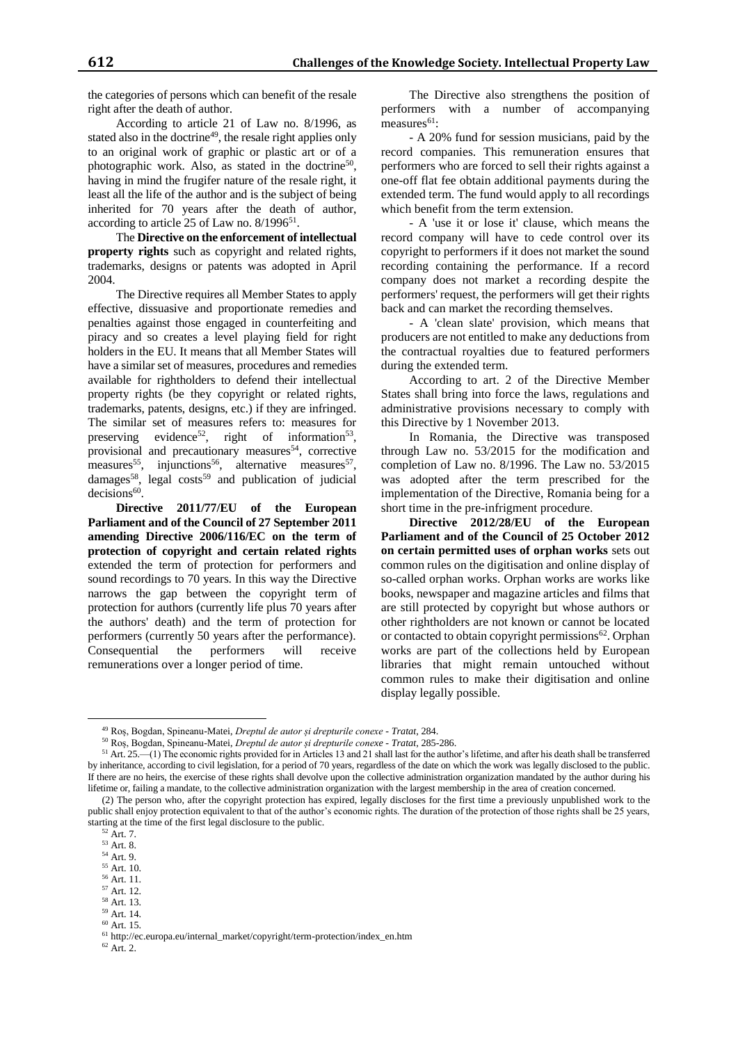the categories of persons which can benefit of the resale right after the death of author.

According to article 21 of Law no. 8/1996, as stated also in the doctrine[49], the resale right applies only to an original work of graphic or plastic art or of a photographic work. Also, as stated in the doctrine[50], having in mind the frugifer nature of the resale right, it least all the life of the author and is the subject of being inherited for 70 years after the death of author, according to article 25 of Law no. 8/1996[51].

The **Directive on the enforcement of intellectual property rights** such as copyright and related rights, trademarks, designs or patents was adopted in April 2004.

The Directive requires all Member States to apply effective, dissuasive and proportionate remedies and penalties against those engaged in counterfeiting and piracy and so creates a level playing field for right holders in the EU. It means that all Member States will have a similar set of measures, procedures and remedies available for rightholders to defend their intellectual property rights (be they copyright or related rights, trademarks, patents, designs, etc.) if they are infringed. The similar set of measures refers to: measures for preserving evidence[52], right of information[53], provisional and precautionary measures[54], corrective measures[55], injunctions[56], alternative measures[57], damages[58], legal costs[59] and publication of judicial decisions[60].

**Directive 2011/77/EU of the European Parliament and of the Council of 27 September 2011 amending Directive 2006/116/EC on the term of protection of copyright and certain related rights** extended the term of protection for performers and sound recordings to 70 years. In this way the Directive narrows the gap between the copyright term of protection for authors (currently life plus 70 years after the authors' death) and the term of protection for performers (currently 50 years after the performance). Consequential the performers will receive remunerations over a longer period of time.

The Directive also strengthens the position of performers with a number of accompanying measures[61]:

- A 20% fund for session musicians, paid by the record companies. This remuneration ensures that performers who are forced to sell their rights against a one-off flat fee obtain additional payments during the extended term. The fund would apply to all recordings which benefit from the term extension.

- A 'use it or lose it' clause, which means the record company will have to cede control over its copyright to performers if it does not market the sound recording containing the performance. If a record company does not market a recording despite the performers' request, the performers will get their rights back and can market the recording themselves.

- A 'clean slate' provision, which means that producers are not entitled to make any deductions from the contractual royalties due to featured performers during the extended term.

According to art. 2 of the Directive Member States shall bring into force the laws, regulations and administrative provisions necessary to comply with this Directive by 1 November 2013.

In Romania, the Directive was transposed through Law no. 53/2015 for the modification and completion of Law no. 8/1996. The Law no. 53/2015 was adopted after the term prescribed for the implementation of the Directive, Romania being for a short time in the pre-infrigment procedure.

**Directive 2012/28/EU of the European Parliament and of the Council of 25 October 2012 on certain permitted uses of orphan works** sets out common rules on the digitisation and online display of so-called orphan works. Orphan works are works like books, newspaper and magazine articles and films that are still protected by copyright but whose authors or other rightholders are not known or cannot be located or contacted to obtain copyright permissions[62]. Orphan works are part of the collections held by European libraries that might remain untouched without common rules to make their digitisation and online display legally possible.

---

[49] Roș, Bogdan, Spineanu-Matei, *Dreptul de autor și drepturile conexe - Tratat*, 284.

[50] Roș, Bogdan, Spineanu-Matei, *Dreptul de autor și drepturile conexe - Tratat*, 285-286.

[51] Art. 25.—(1) The economic rights provided for in Articles 13 and 21 shall last for the author's lifetime, and after his death shall be transferred by inheritance, according to civil legislation, for a period of 70 years, regardless of the date on which the work was legally disclosed to the public. If there are no heirs, the exercise of these rights shall devolve upon the collective administration organization mandated by the author during his lifetime or, failing a mandate, to the collective administration organization with the largest membership in the area of creation concerned.

(2) The person who, after the copyright protection has expired, legally discloses for the first time a previously unpublished work to the public shall enjoy protection equivalent to that of the author's economic rights. The duration of the protection of those rights shall be 25 years, starting at the time of the first legal disclosure to the public.

[52] Art. 7.

[53] Art. 8.

[54] Art. 9.

[55] Art. 10.

[56] Art. 11.

[57] Art. 12.

[58] Art. 13.

[59] Art. 14.

[60] Art. 15.

[61] http://ec.europa.eu/internal_market/copyright/term-protection/index_en.htm

[62] Art. 2.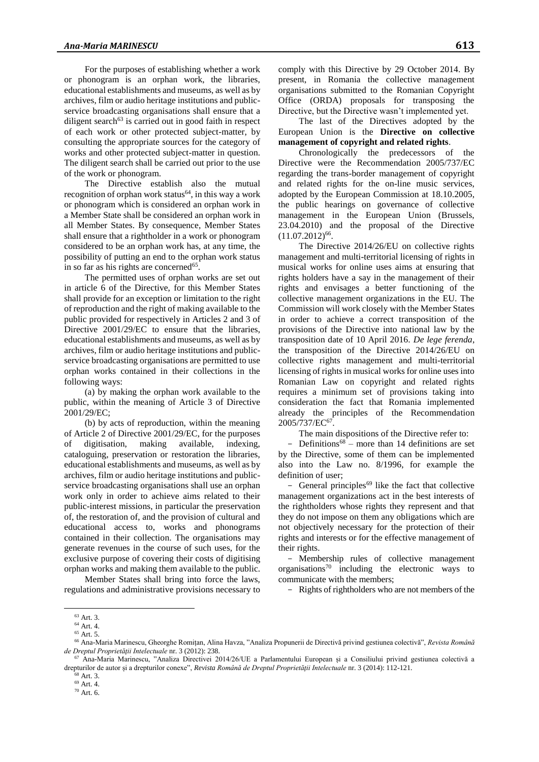For the purposes of establishing whether a work or phonogram is an orphan work, the libraries, educational establishments and museums, as well as by archives, film or audio heritage institutions and public-service broadcasting organisations shall ensure that a diligent search[63] is carried out in good faith in respect of each work or other protected subject-matter, by consulting the appropriate sources for the category of works and other protected subject-matter in question. The diligent search shall be carried out prior to the use of the work or phonogram.

The Directive establish also the mutual recognition of orphan work status[64], in this way a work or phonogram which is considered an orphan work in a Member State shall be considered an orphan work in all Member States. By consequence, Member States shall ensure that a rightholder in a work or phonogram considered to be an orphan work has, at any time, the possibility of putting an end to the orphan work status in so far as his rights are concerned[65].

The permitted uses of orphan works are set out in article 6 of the Directive, for this Member States shall provide for an exception or limitation to the right of reproduction and the right of making available to the public provided for respectively in Articles 2 and 3 of Directive 2001/29/EC to ensure that the libraries, educational establishments and museums, as well as by archives, film or audio heritage institutions and public-service broadcasting organisations are permitted to use orphan works contained in their collections in the following ways:

(a) by making the orphan work available to the public, within the meaning of Article 3 of Directive 2001/29/EC;

(b) by acts of reproduction, within the meaning of Article 2 of Directive 2001/29/EC, for the purposes of digitisation, making available, indexing, cataloguing, preservation or restoration the libraries, educational establishments and museums, as well as by archives, film or audio heritage institutions and public-service broadcasting organisations shall use an orphan work only in order to achieve aims related to their public-interest missions, in particular the preservation of, the restoration of, and the provision of cultural and educational access to, works and phonograms contained in their collection. The organisations may generate revenues in the course of such uses, for the exclusive purpose of covering their costs of digitising orphan works and making them available to the public.

Member States shall bring into force the laws, regulations and administrative provisions necessary to comply with this Directive by 29 October 2014. By present, in Romania the collective management organisations submitted to the Romanian Copyright Office (ORDA) proposals for transposing the Directive, but the Directive wasn't implemented yet.

The last of the Directives adopted by the European Union is the **Directive on collective management of copyright and related rights**.

Chronologically the predecessors of the Directive were the Recommendation 2005/737/EC regarding the trans-border management of copyright and related rights for the on-line music services, adopted by the European Commission at 18.10.2005, the public hearings on governance of collective management in the European Union (Brussels, 23.04.2010) and the proposal of the Directive (11.07.2012)[66].

The Directive 2014/26/EU on collective rights management and multi-territorial licensing of rights in musical works for online uses aims at ensuring that rights holders have a say in the management of their rights and envisages a better functioning of the collective management organizations in the EU. The Commission will work closely with the Member States in order to achieve a correct transposition of the provisions of the Directive into national law by the transposition date of 10 April 2016. *De lege ferenda*, the transposition of the Directive 2014/26/EU on collective rights management and multi-territorial licensing of rights in musical works for online uses into Romanian Law on copyright and related rights requires a minimum set of provisions taking into consideration the fact that Romania implemented already the principles of the Recommendation 2005/737/EC[67].

The main dispositions of the Directive refer to:

- Definitions[68] – more than 14 definitions are set by the Directive, some of them can be implemented also into the Law no. 8/1996, for example the definition of user;
- General principles[69] like the fact that collective management organizations act in the best interests of the rightholders whose rights they represent and that they do not impose on them any obligations which are not objectively necessary for the protection of their rights and interests or for the effective management of their rights.
- Membership rules of collective management organisations[70] including the electronic ways to communicate with the members;
- Rights of rightholders who are not members of the

---

[63] Art. 3.

[64] Art. 4.

[65] Art. 5.

[66] Ana-Maria Marinescu, Gheorghe Romițan, Alina Havza, "Analiza Propunerii de Directivă privind gestiunea colectivă", *Revista Română de Dreptul Proprietății Intelectuale* nr. 3 (2012): 238.

[67] Ana-Maria Marinescu, "Analiza Directivei 2014/26/UE a Parlamentului European şi a Consiliului privind gestiunea colectivă a drepturilor de autor și a drepturilor conexe", *Revista Română de Dreptul Proprietății Intelectuale* nr. 3 (2014): 112-121.

[68] Art. 3.

[69] Art. 4.

[70] Art. 6.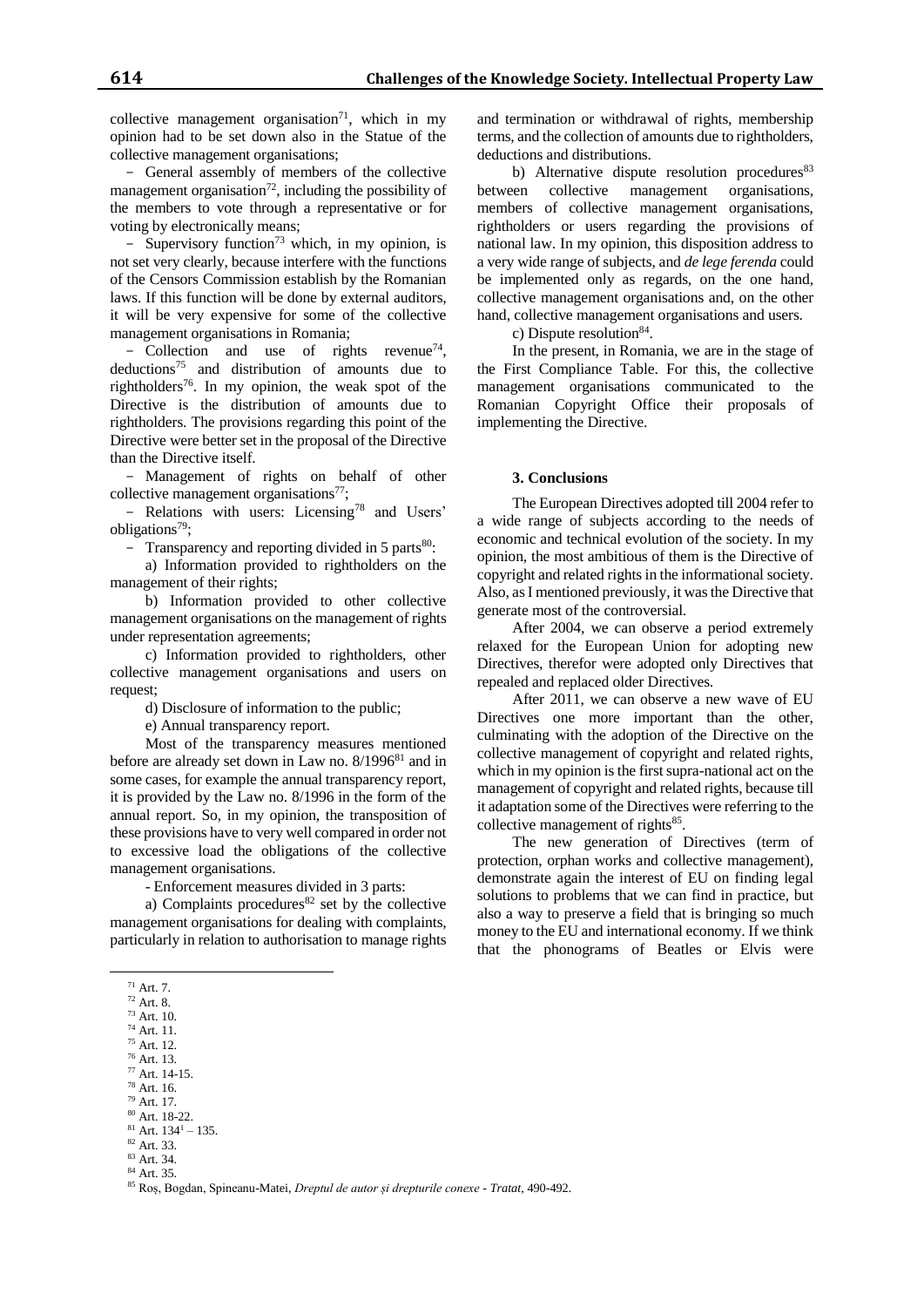collective management organisation[71], which in my opinion had to be set down also in the Statue of the collective management organisations;

- General assembly of members of the collective management organisation[72], including the possibility of the members to vote through a representative or for voting by electronically means;
- Supervisory function[73] which, in my opinion, is not set very clearly, because interfere with the functions of the Censors Commission establish by the Romanian laws. If this function will be done by external auditors, it will be very expensive for some of the collective management organisations in Romania;
- Collection and use of rights revenue[74], deductions[75] and distribution of amounts due to rightholders[76]. In my opinion, the weak spot of the Directive is the distribution of amounts due to rightholders. The provisions regarding this point of the Directive were better set in the proposal of the Directive than the Directive itself.
- Management of rights on behalf of other collective management organisations[77];
- Relations with users: Licensing[78] and Users' obligations[79];
- Transparency and reporting divided in 5 parts[80]:

a) Information provided to rightholders on the management of their rights;

b) Information provided to other collective management organisations on the management of rights under representation agreements;

c) Information provided to rightholders, other collective management organisations and users on request;

d) Disclosure of information to the public;

e) Annual transparency report.

Most of the transparency measures mentioned before are already set down in Law no. 8/1996[81] and in some cases, for example the annual transparency report, it is provided by the Law no. 8/1996 in the form of the annual report. So, in my opinion, the transposition of these provisions have to very well compared in order not to excessive load the obligations of the collective management organisations.

- Enforcement measures divided in 3 parts:

a) Complaints procedures[82] set by the collective management organisations for dealing with complaints, particularly in relation to authorisation to manage rights and termination or withdrawal of rights, membership terms, and the collection of amounts due to rightholders, deductions and distributions.

b) Alternative dispute resolution procedures[83] between collective management organisations, members of collective management organisations, rightholders or users regarding the provisions of national law. In my opinion, this disposition address to a very wide range of subjects, and *de lege ferenda* could be implemented only as regards, on the one hand, collective management organisations and, on the other hand, collective management organisations and users.

c) Dispute resolution[84].

In the present, in Romania, we are in the stage of the First Compliance Table. For this, the collective management organisations communicated to the Romanian Copyright Office their proposals of implementing the Directive.

## 3. Conclusions

The European Directives adopted till 2004 refer to a wide range of subjects according to the needs of economic and technical evolution of the society. In my opinion, the most ambitious of them is the Directive of copyright and related rights in the informational society. Also, as I mentioned previously, it was the Directive that generate most of the controversial.

After 2004, we can observe a period extremely relaxed for the European Union for adopting new Directives, therefor were adopted only Directives that repealed and replaced older Directives.

After 2011, we can observe a new wave of EU Directives one more important than the other, culminating with the adoption of the Directive on the collective management of copyright and related rights, which in my opinion is the first supra-national act on the management of copyright and related rights, because till it adaptation some of the Directives were referring to the collective management of rights[85].

The new generation of Directives (term of protection, orphan works and collective management), demonstrate again the interest of EU on finding legal solutions to problems that we can find in practice, but also a way to preserve a field that is bringing so much money to the EU and international economy. If we think that the phonograms of Beatles or Elvis were

---

[71] Art. 7.
[72] Art. 8.
[73] Art. 10.
[74] Art. 11.
[75] Art. 12.
[76] Art. 13.
[77] Art. 14-15.
[78] Art. 16.
[79] Art. 17.
[80] Art. 18-22.
[81] Art. $134^1$ – 135.
[82] Art. 33.
[83] Art. 34.
[84] Art. 35.
[85] Roș, Bogdan, Spineanu-Matei, *Dreptul de autor și drepturile conexe - Tratat*, 490-492.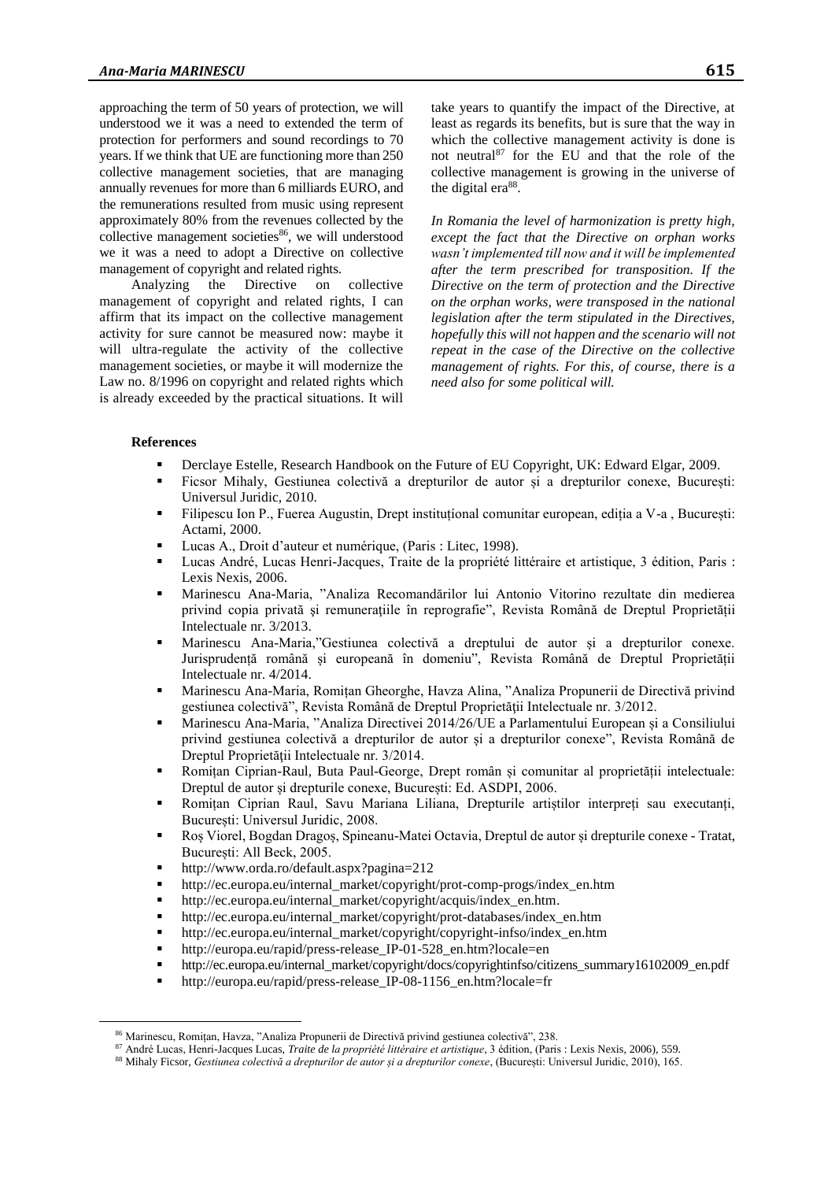approaching the term of 50 years of protection, we will understood we it was a need to extended the term of protection for performers and sound recordings to 70 years. If we think that UE are functioning more than 250 collective management societies, that are managing annually revenues for more than 6 milliards EURO, and the remunerations resulted from music using represent approximately 80% from the revenues collected by the collective management societies[86], we will understood we it was a need to adopt a Directive on collective management of copyright and related rights.

Analyzing the Directive on collective management of copyright and related rights, I can affirm that its impact on the collective management activity for sure cannot be measured now: maybe it will ultra-regulate the activity of the collective management societies, or maybe it will modernize the Law no. 8/1996 on copyright and related rights which is already exceeded by the practical situations. It will take years to quantify the impact of the Directive, at least as regards its benefits, but is sure that the way in which the collective management activity is done is not neutral[87] for the EU and that the role of the collective management is growing in the universe of the digital era[88].

*In Romania the level of harmonization is pretty high, except the fact that the Directive on orphan works wasn't implemented till now and it will be implemented after the term prescribed for transposition. If the Directive on the term of protection and the Directive on the orphan works, were transposed in the national legislation after the term stipulated in the Directives, hopefully this will not happen and the scenario will not repeat in the case of the Directive on the collective management of rights. For this, of course, there is a need also for some political will.*

**References**

- Derclaye Estelle, Research Handbook on the Future of EU Copyright, UK: Edward Elgar, 2009.
- Ficsor Mihaly, Gestiunea colectivă a drepturilor de autor și a drepturilor conexe, București: Universul Juridic, 2010.
- Filipescu Ion P., Fuerea Augustin, Drept instituțional comunitar european, ediția a V-a , București: Actami, 2000.
- Lucas A., Droit d'auteur et numérique, (Paris : Litec, 1998).
- Lucas André, Lucas Henri-Jacques, Traite de la propriété littéraire et artistique, 3 édition, Paris : Lexis Nexis, 2006.
- Marinescu Ana-Maria, "Analiza Recomandărilor lui Antonio Vitorino rezultate din medierea privind copia privată și remunerațiile în reprografie", Revista Română de Dreptul Proprietății Intelectuale nr. 3/2013.
- Marinescu Ana-Maria,"Gestiunea colectivă a dreptului de autor și a drepturilor conexe. Jurisprudență română și europeană în domeniu", Revista Română de Dreptul Proprietății Intelectuale nr. 4/2014.
- Marinescu Ana-Maria, Romițan Gheorghe, Havza Alina, "Analiza Propunerii de Directivă privind gestiunea colectivă", Revista Română de Dreptul Proprietății Intelectuale nr. 3/2012.
- Marinescu Ana-Maria, "Analiza Directivei 2014/26/UE a Parlamentului European și a Consiliului privind gestiunea colectivă a drepturilor de autor și a drepturilor conexe", Revista Română de Dreptul Proprietății Intelectuale nr. 3/2014.
- Romițan Ciprian-Raul, Buta Paul-George, Drept român și comunitar al proprietății intelectuale: Dreptul de autor și drepturile conexe, București: Ed. ASDPI, 2006.
- Romițan Ciprian Raul, Savu Mariana Liliana, Drepturile artiștilor interpreți sau executanți, București: Universul Juridic, 2008.
- Roș Viorel, Bogdan Dragoș, Spineanu-Matei Octavia, Dreptul de autor și drepturile conexe - Tratat, București: All Beck, 2005.
- http://www.orda.ro/default.aspx?pagina=212
- http://ec.europa.eu/internal_market/copyright/prot-comp-progs/index_en.htm
- http://ec.europa.eu/internal_market/copyright/acquis/index_en.htm.
- http://ec.europa.eu/internal_market/copyright/prot-databases/index_en.htm
- http://ec.europa.eu/internal_market/copyright/copyright-infso/index_en.htm
- http://europa.eu/rapid/press-release_IP-01-528_en.htm?locale=en
- http://ec.europa.eu/internal_market/copyright/docs/copyrightinfso/citizens_summary16102009_en.pdf
- http://europa.eu/rapid/press-release_IP-08-1156_en.htm?locale=fr

[86] Marinescu, Romițan, Havza, "Analiza Propunerii de Directivă privind gestiunea colectivă", 238.

[87] André Lucas, Henri-Jacques Lucas, *Traite de la propriété littéraire et artistique*, 3 édition, (Paris : Lexis Nexis, 2006), 559.

[88] Mihaly Ficsor, *Gestiunea colectivă a drepturilor de autor și a drepturilor conexe*, (București: Universul Juridic, 2010), 165.